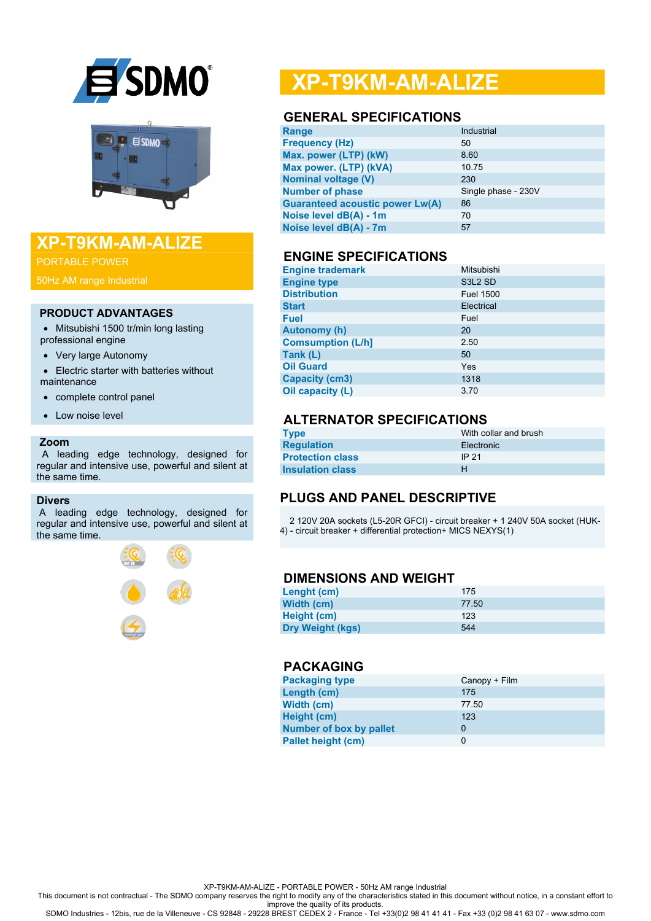# XP-T9KM-AM-ALIZE

PORTABLE POWER

50Hz AM range Industrial

## PRODUCT ADVANTAGES

- Mitsubishi 1500 tr/min long lasting professional engine
- Very large Autonomy
- Electric starter with batteries without maintenance
- complete control panel
- Low noise level

### Zoom

A leading edge technology, designed for regular and intensive use, powerful and silent at the same time.

### Divers

A leading edge technology, designed for regular and intensive use, powerful and silent at the same time.

# XP-T9KM-AM-ALIZE

## GENERAL SPECIFICATIONS

| | |
|---|---|
| Range | Industrial |
| Frequency (Hz) | 50 |
| Max. power (LTP) (kW) | 8.60 |
| Max power. (LTP) (kVA) | 10.75 |
| Nominal voltage (V) | 230 |
| Number of phase | Single phase - 230V |
| Guaranteed acoustic power Lw(A) | 86 |
| Noise level dB(A) - 1m | 70 |
| Noise level dB(A) - 7m | 57 |

## ENGINE SPECIFICATIONS

| | |
|---|---|
| Engine trademark | Mitsubishi |
| Engine type | S3L2 SD |
| Distribution | Fuel 1500 |
| Start | Electrical |
| Fuel | Fuel |
| Autonomy (h) | 20 |
| Comsumption (L/h] | 2.50 |
| Tank (L) | 50 |
| Oil Guard | Yes |
| Capacity (cm3) | 1318 |
| Oil capacity (L) | 3.70 |

## ALTERNATOR SPECIFICATIONS

| | |
|---|---|
| Type | With collar and brush |
| Regulation | Electronic |
| Protection class | IP 21 |
| Insulation class | H |

## PLUGS AND PANEL DESCRIPTIVE

2 120V 20A sockets (L5-20R GFCI) - circuit breaker + 1 240V 50A socket (HUK-4) - circuit breaker + differential protection+ MICS NEXYS(1)

## DIMENSIONS AND WEIGHT

| | |
|---|---|
| Lenght (cm) | 175 |
| Width (cm) | 77.50 |
| Height (cm) | 123 |
| Dry Weight (kgs) | 544 |

## PACKAGING

| | |
|---|---|
| Packaging type | Canopy + Film |
| Length (cm) | 175 |
| Width (cm) | 77.50 |
| Height (cm) | 123 |
| Number of box by pallet | 0 |
| Pallet height (cm) | 0 |

XP-T9KM-AM-ALIZE - PORTABLE POWER - 50Hz AM range Industrial

This document is not contractual - The SDMO company reserves the right to modify any of the characteristics stated in this document without notice, in a constant effort to improve the quality of its products.

SDMO Industries - 12bis, rue de la Villeneuve - CS 92848 - 29228 BREST CEDEX 2 - France - Tel +33(0)2 98 41 41 41 - Fax +33 (0)2 98 41 63 07 - www.sdmo.com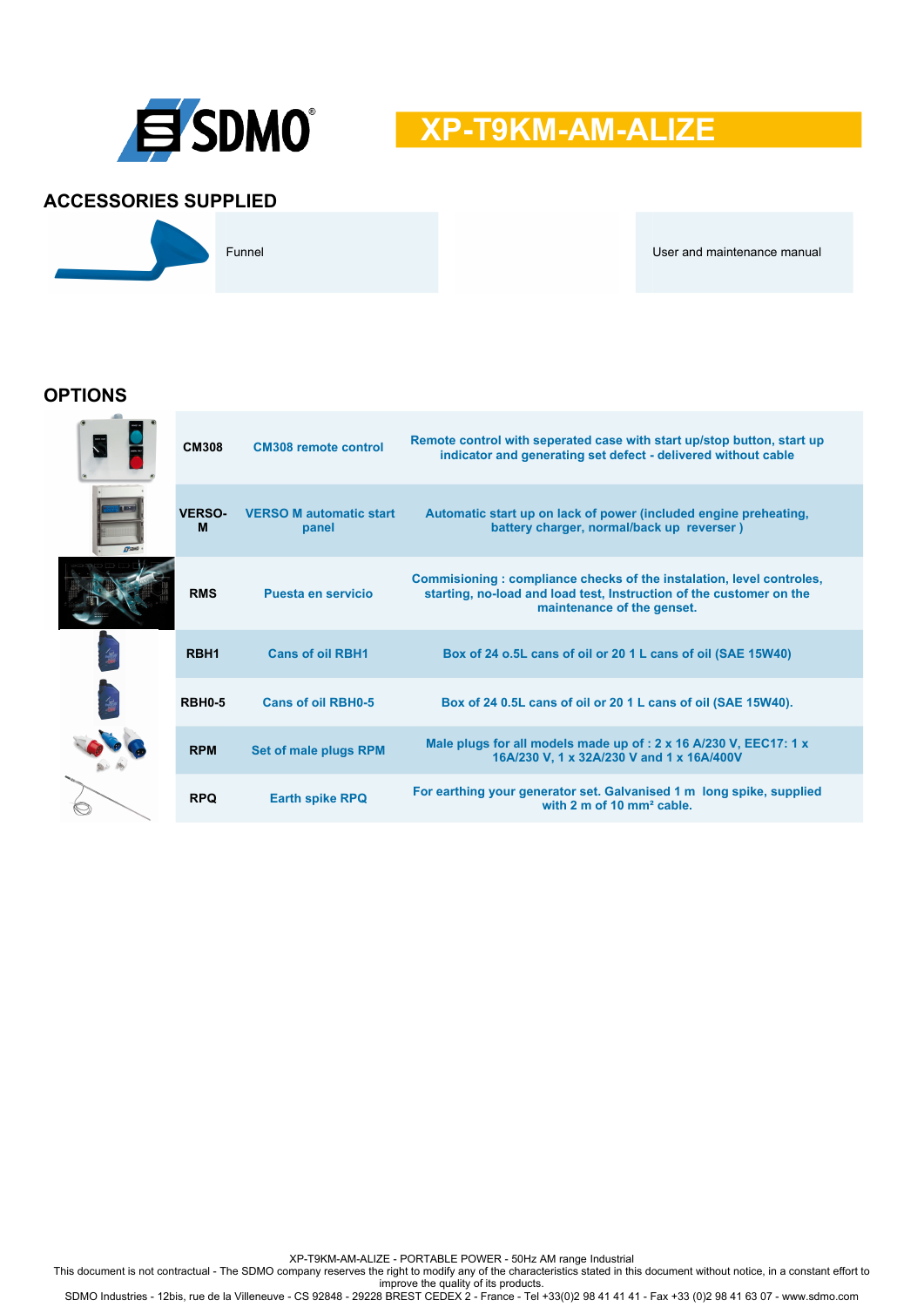# SDMO

## XP-T9KM-AM-ALIZE

## ACCESSORIES SUPPLIED

| | |
|---|---|
| Funnel | User and maintenance manual |

## OPTIONS

| | | |
|---|---|---|
| CM308 | CM308 remote control | Remote control with seperated case with start up/stop button, start up indicator and generating set defect - delivered without cable |
| VERSO-M | VERSO M automatic start panel | Automatic start up on lack of power (included engine preheating, battery charger, normal/back up reverser ) |
| RMS | Puesta en servicio | Commisioning : compliance checks of the instalation, level controles, starting, no-load and load test, Instruction of the customer on the maintenance of the genset. |
| RBH1 | Cans of oil RBH1 | Box of 24 o.5L cans of oil or 20 1 L cans of oil (SAE 15W40) |
| RBH0-5 | Cans of oil RBH0-5 | Box of 24 0.5L cans of oil or 20 1 L cans of oil (SAE 15W40). |
| RPM | Set of male plugs RPM | Male plugs for all models made up of : 2 x 16 A/230 V, EEC17: 1 x 16A/230 V, 1 x 32A/230 V and 1 x 16A/400V |
| RPQ | Earth spike RPQ | For earthing your generator set. Galvanised 1 m long spike, supplied with 2 m of 10 mm² cable. |

XP-T9KM-AM-ALIZE - PORTABLE POWER - 50Hz AM range Industrial

This document is not contractual - The SDMO company reserves the right to modify any of the characteristics stated in this document without notice, in a constant effort to improve the quality of its products.

SDMO Industries - 12bis, rue de la Villeneuve - CS 92848 - 29228 BREST CEDEX 2 - France - Tel +33(0)2 98 41 41 41 - Fax +33 (0)2 98 41 63 07 - www.sdmo.com